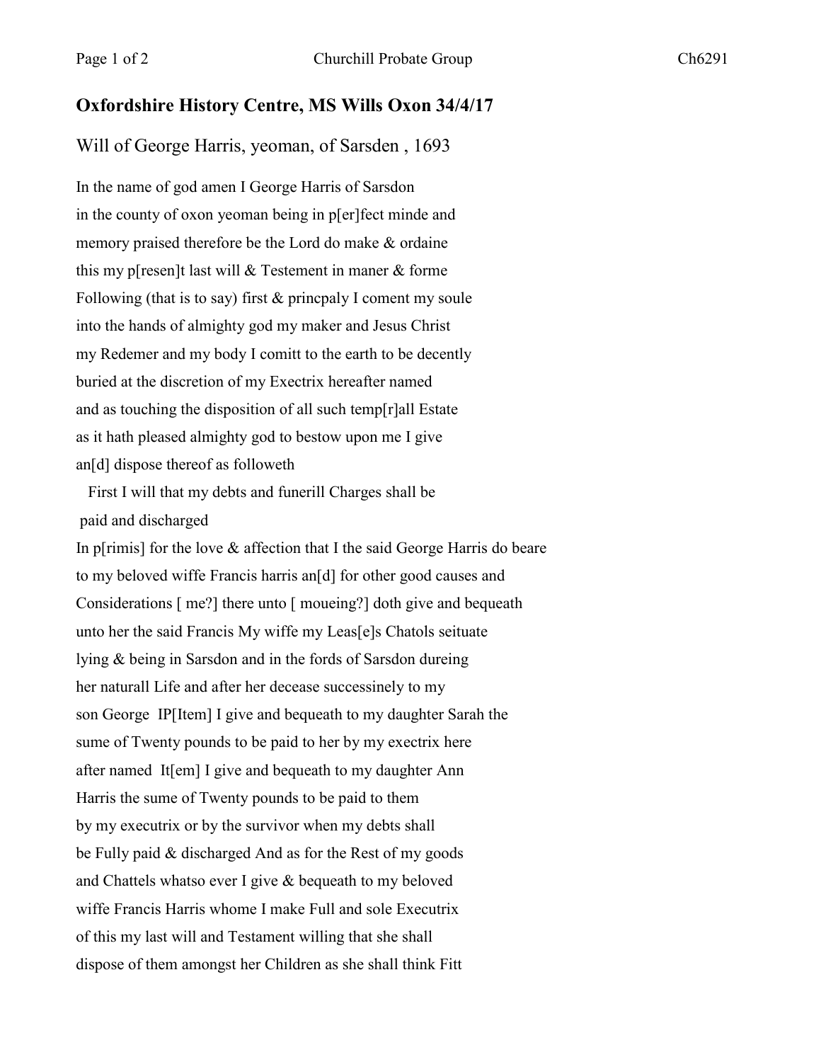## Oxfordshire History Centre, MS Wills Oxon 34/4/17

Will of George Harris, yeoman, of Sarsden , 1693

In the name of god amen I George Harris of Sarsdon
in the county of oxon yeoman being in p[er]fect minde and
memory praised therefore be the Lord do make & ordaine
this my p[resen]t last will & Testement in maner & forme
Following (that is to say) first & princpaly I coment my soule
into the hands of almighty god my maker and Jesus Christ
my Redemer and my body I comitt to the earth to be decently
buried at the discretion of my Exectrix hereafter named
and as touching the disposition of all such temp[r]all Estate
as it hath pleased almighty god to bestow upon me I give
an[d] dispose thereof as followeth

First I will that my debts and funerill Charges shall be
paid and discharged

In p[rimis] for the love & affection that I the said George Harris do beare
to my beloved wiffe Francis harris an[d] for other good causes and
Considerations [ me?] there unto [ moueing?] doth give and bequeath
unto her the said Francis My wiffe my Leas[e]s Chatols seituate
lying & being in Sarsdon and in the fords of Sarsdon dureing
her naturall Life and after her decease successinely to my
son George IP[Item] I give and bequeath to my daughter Sarah the
sume of Twenty pounds to be paid to her by my exectrix here
after named It[em] I give and bequeath to my daughter Ann
Harris the sume of Twenty pounds to be paid to them
by my executrix or by the survivor when my debts shall
be Fully paid & discharged And as for the Rest of my goods
and Chattels whatso ever I give & bequeath to my beloved
wiffe Francis Harris whome I make Full and sole Executrix
of this my last will and Testament willing that she shall
dispose of them amongst her Children as she shall think Fitt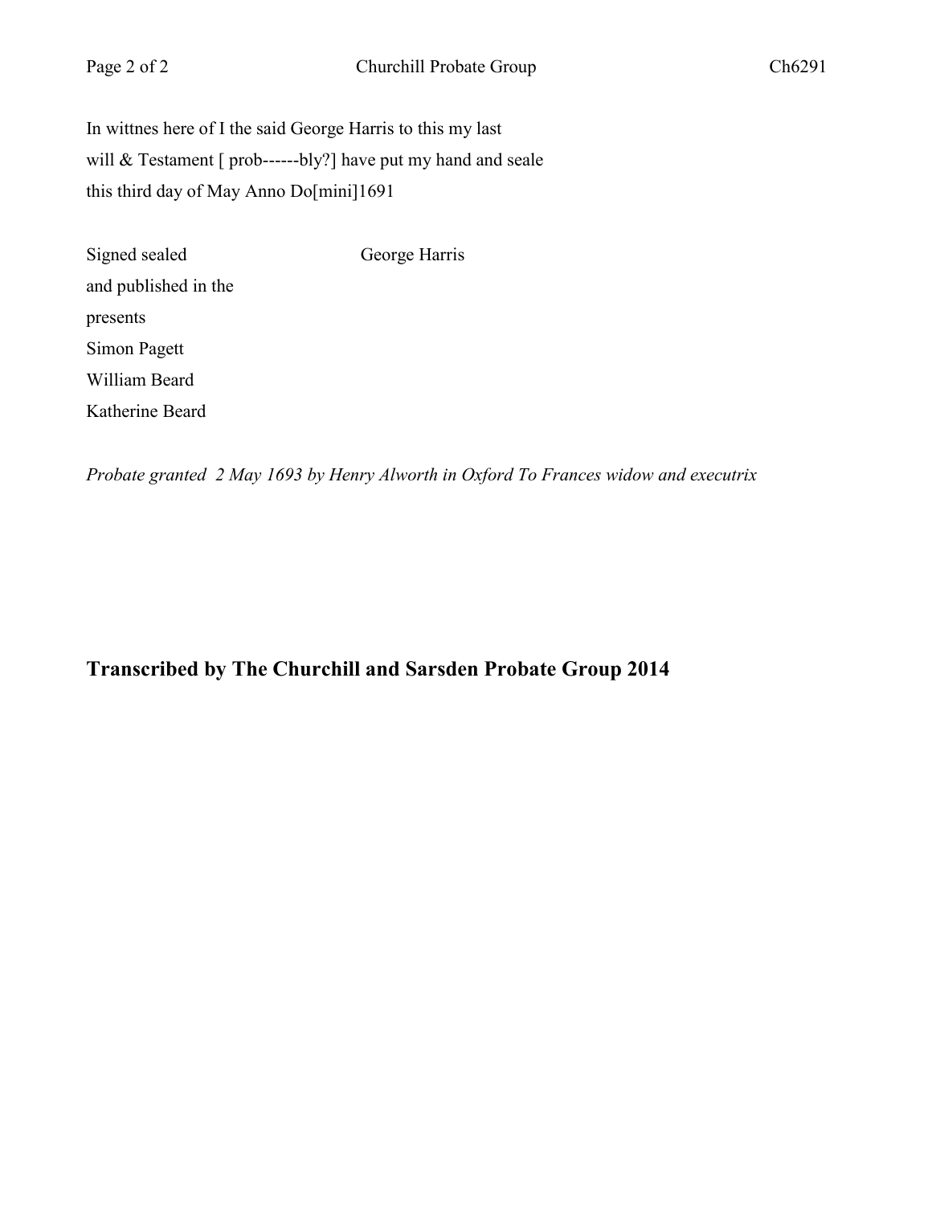In wittnes here of I the said George Harris to this my last
will & Testament [ prob------bly?] have put my hand and seale
this third day of May Anno Do[mini]1691

Signed sealed
and published in the
presents
Simon Pagett
William Beard
Katherine Beard

George Harris

*Probate granted 2 May 1693 by Henry Alworth in Oxford To Frances widow and executrix*

**Transcribed by The Churchill and Sarsden Probate Group 2014**